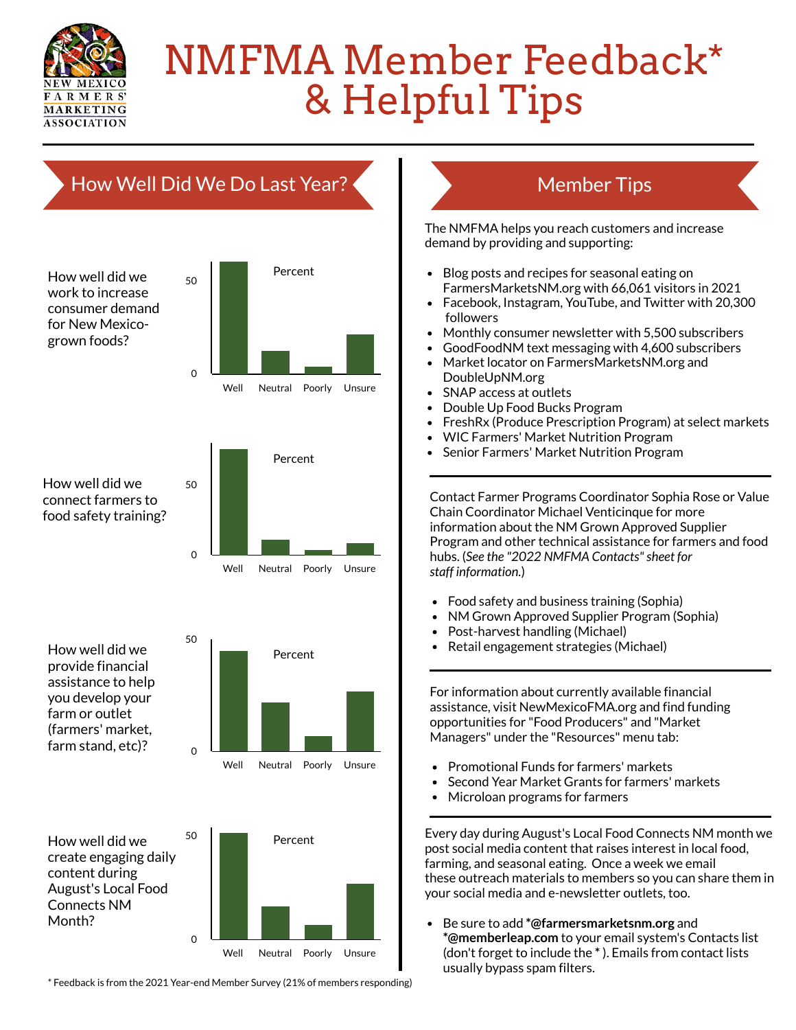# NMFMA Member Feedback* & Helpful Tips

## How Well Did We Do Last Year?

How well did we work to increase consumer demand for New Mexico-grown foods?

How well did we connect farmers to food safety training?

How well did we provide financial assistance to help you develop your farm or outlet (farmers' market, farm stand, etc)?

How well did we create engaging daily content during August's Local Food Connects NM Month?

## Member Tips

The NMFMA helps you reach customers and increase demand by providing and supporting:

- Blog posts and recipes for seasonal eating on FarmersMarketsNM.org with 66,061 visitors in 2021
- Facebook, Instagram, YouTube, and Twitter with 20,300 followers
- Monthly consumer newsletter with 5,500 subscribers
- GoodFoodNM text messaging with 4,600 subscribers
- Market locator on FarmersMarketsNM.org and DoubleUpNM.org
- SNAP access at outlets
- Double Up Food Bucks Program
- FreshRx (Produce Prescription Program) at select markets
- WIC Farmers' Market Nutrition Program
- Senior Farmers' Market Nutrition Program

---

Contact Farmer Programs Coordinator Sophia Rose or Value Chain Coordinator Michael Venticinque for more information about the NM Grown Approved Supplier Program and other technical assistance for farmers and food hubs. (*See the "2022 NMFMA Contacts" sheet for staff information.*)

- Food safety and business training (Sophia)
- NM Grown Approved Supplier Program (Sophia)
- Post-harvest handling (Michael)
- Retail engagement strategies (Michael)

---

For information about currently available financial assistance, visit NewMexicoFMA.org and find funding opportunities for "Food Producers" and "Market Managers" under the "Resources" menu tab:

- Promotional Funds for farmers' markets
- Second Year Market Grants for farmers' markets
- Microloan programs for farmers

---

Every day during August's Local Food Connects NM month we post social media content that raises interest in local food, farming, and seasonal eating. Once a week we email these outreach materials to members so you can share them in your social media and e-newsletter outlets, too.

- Be sure to add ***@farmersmarketsnm.org** and ***@memberleap.com** to your email system's Contacts list (don't forget to include the * ). Emails from contact lists usually bypass spam filters.

\* Feedback is from the 2021 Year-end Member Survey (21% of members responding)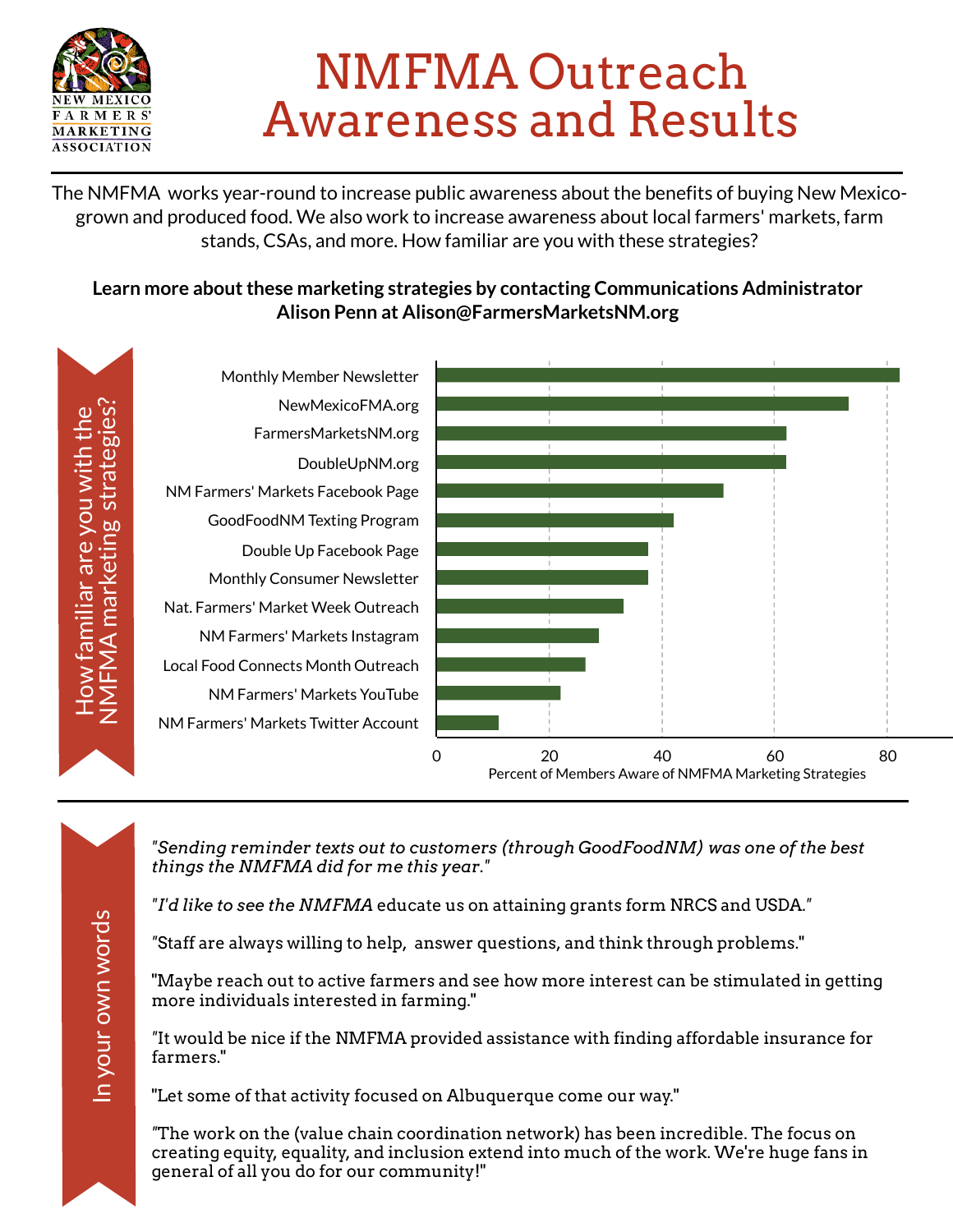# NMFMA Outreach Awareness and Results

NEW MEXICO FARMERS' MARKETING ASSOCIATION

The NMFMA works year-round to increase public awareness about the benefits of buying New Mexico-grown and produced food. We also work to increase awareness about local farmers' markets, farm stands, CSAs, and more. How familiar are you with these strategies?

**Learn more about these marketing strategies by contacting Communications Administrator Alison Penn at Alison@FarmersMarketsNM.org**

How familiar are you with the NMFMA marketing strategies?

Monthly Member Newsletter
NewMexicoFMA.org
FarmersMarketsNM.org
DoubleUpNM.org
NM Farmers' Markets Facebook Page
GoodFoodNM Texting Program
Double Up Facebook Page
Monthly Consumer Newsletter
Nat. Farmers' Market Week Outreach
NM Farmers' Markets Instagram
Local Food Connects Month Outreach
NM Farmers' Markets YouTube
NM Farmers' Markets Twitter Account

0 20 40 60 80

Percent of Members Aware of NMFMA Marketing Strategies

## In your own words

*"Sending reminder texts out to customers (through GoodFoodNM) was one of the best things the NMFMA did for me this year."*

"*I'd like to see the NMFMA* educate us on attaining grants form NRCS and USDA."

"Staff are always willing to help, answer questions, and think through problems."

"Maybe reach out to active farmers and see how more interest can be stimulated in getting more individuals interested in farming."

"It would be nice if the NMFMA provided assistance with finding affordable insurance for farmers."

"Let some of that activity focused on Albuquerque come our way."

"The work on the (value chain coordination network) has been incredible. The focus on creating equity, equality, and inclusion extend into much of the work. We're huge fans in general of all you do for our community!"